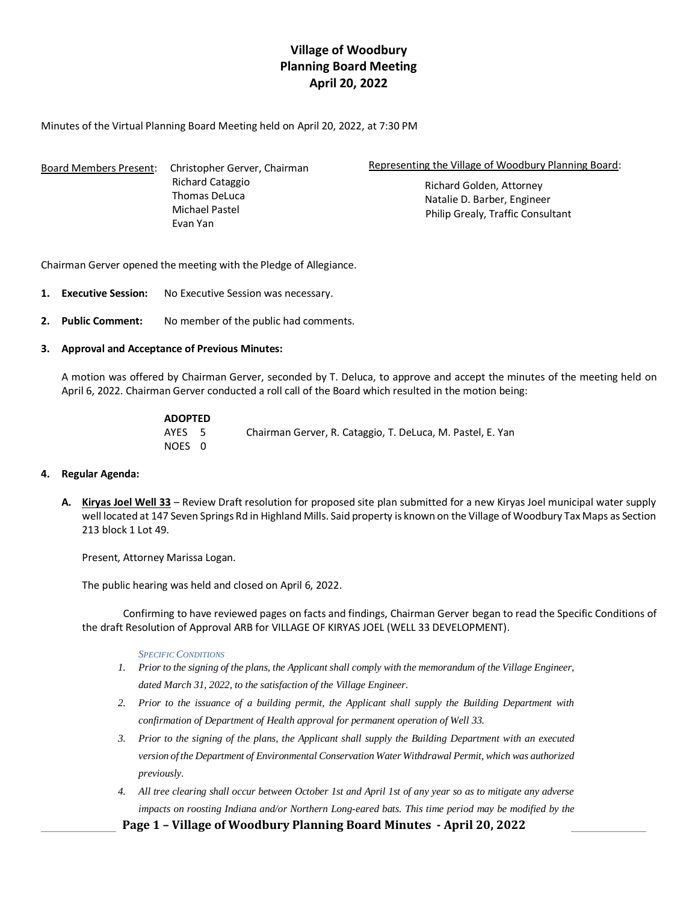# Village of Woodbury
# Planning Board Meeting
# April 20, 2022

Minutes of the Virtual Planning Board Meeting held on April 20, 2022, at 7:30 PM

Board Members Present: Christopher Gerver, Chairman
Richard Cataggio
Thomas DeLuca
Michael Pastel
Evan Yan

Representing the Village of Woodbury Planning Board:
Richard Golden, Attorney
Natalie D. Barber, Engineer
Philip Grealy, Traffic Consultant

Chairman Gerver opened the meeting with the Pledge of Allegiance.

1. **Executive Session:** No Executive Session was necessary.

2. **Public Comment:** No member of the public had comments.

3. **Approval and Acceptance of Previous Minutes:**

   A motion was offered by Chairman Gerver, seconded by T. Deluca, to approve and accept the minutes of the meeting held on April 6, 2022. Chairman Gerver conducted a roll call of the Board which resulted in the motion being:

   **ADOPTED**
   AYES 5 Chairman Gerver, R. Cataggio, T. DeLuca, M. Pastel, E. Yan
   NOES 0

4. **Regular Agenda:**

   A. **Kiryas Joel Well 33** – Review Draft resolution for proposed site plan submitted for a new Kiryas Joel municipal water supply well located at 147 Seven Springs Rd in Highland Mills. Said property is known on the Village of Woodbury Tax Maps as Section 213 block 1 Lot 49.

   Present, Attorney Marissa Logan.

   The public hearing was held and closed on April 6, 2022.

   Confirming to have reviewed pages on facts and findings, Chairman Gerver began to read the Specific Conditions of the draft Resolution of Approval ARB for VILLAGE OF KIRYAS JOEL (WELL 33 DEVELOPMENT).

   *SPECIFIC CONDITIONS*

   1. *Prior to the signing of the plans, the Applicant shall comply with the memorandum of the Village Engineer, dated March 31, 2022, to the satisfaction of the Village Engineer.*
   2. *Prior to the issuance of a building permit, the Applicant shall supply the Building Department with confirmation of Department of Health approval for permanent operation of Well 33.*
   3. *Prior to the signing of the plans, the Applicant shall supply the Building Department with an executed version of the Department of Environmental Conservation Water Withdrawal Permit, which was authorized previously.*
   4. *All tree clearing shall occur between October 1st and April 1st of any year so as to mitigate any adverse impacts on roosting Indiana and/or Northern Long-eared bats. This time period may be modified by the*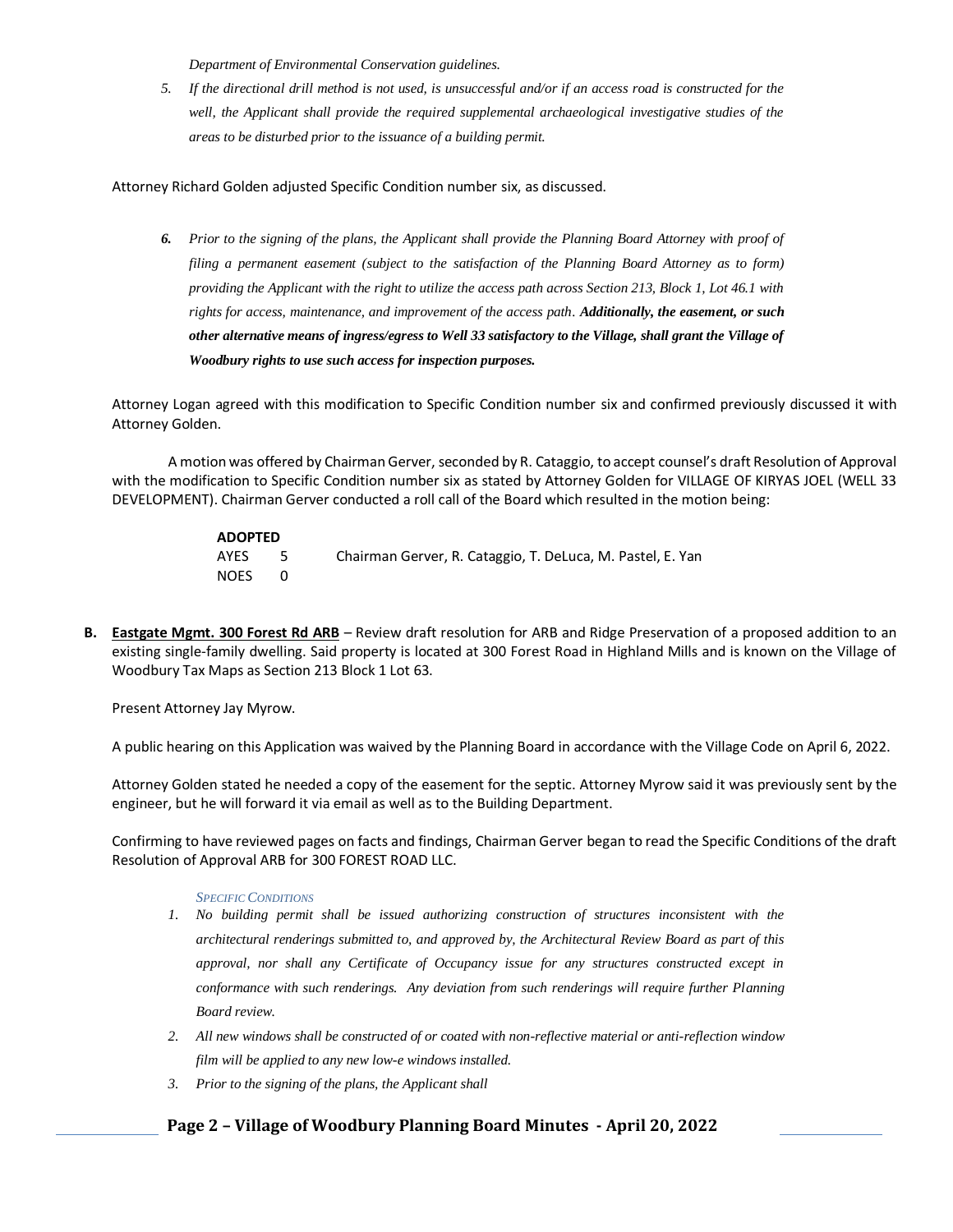*Department of Environmental Conservation guidelines.*

5. *If the directional drill method is not used, is unsuccessful and/or if an access road is constructed for the well, the Applicant shall provide the required supplemental archaeological investigative studies of the areas to be disturbed prior to the issuance of a building permit.*

Attorney Richard Golden adjusted Specific Condition number six, as discussed.

6. *Prior to the signing of the plans, the Applicant shall provide the Planning Board Attorney with proof of filing a permanent easement (subject to the satisfaction of the Planning Board Attorney as to form) providing the Applicant with the right to utilize the access path across Section 213, Block 1, Lot 46.1 with rights for access, maintenance, and improvement of the access path.* ***Additionally, the easement, or such other alternative means of ingress/egress to Well 33 satisfactory to the Village, shall grant the Village of Woodbury rights to use such access for inspection purposes.***

Attorney Logan agreed with this modification to Specific Condition number six and confirmed previously discussed it with Attorney Golden.

A motion was offered by Chairman Gerver, seconded by R. Cataggio, to accept counsel's draft Resolution of Approval with the modification to Specific Condition number six as stated by Attorney Golden for VILLAGE OF KIRYAS JOEL (WELL 33 DEVELOPMENT). Chairman Gerver conducted a roll call of the Board which resulted in the motion being:

**ADOPTED**
AYES 5 Chairman Gerver, R. Cataggio, T. DeLuca, M. Pastel, E. Yan
NOES 0

**B. Eastgate Mgmt. 300 Forest Rd ARB** – Review draft resolution for ARB and Ridge Preservation of a proposed addition to an existing single-family dwelling. Said property is located at 300 Forest Road in Highland Mills and is known on the Village of Woodbury Tax Maps as Section 213 Block 1 Lot 63.

Present Attorney Jay Myrow.

A public hearing on this Application was waived by the Planning Board in accordance with the Village Code on April 6, 2022.

Attorney Golden stated he needed a copy of the easement for the septic. Attorney Myrow said it was previously sent by the engineer, but he will forward it via email as well as to the Building Department.

Confirming to have reviewed pages on facts and findings, Chairman Gerver began to read the Specific Conditions of the draft Resolution of Approval ARB for 300 FOREST ROAD LLC.

*SPECIFIC CONDITIONS*

1. *No building permit shall be issued authorizing construction of structures inconsistent with the architectural renderings submitted to, and approved by, the Architectural Review Board as part of this approval, nor shall any Certificate of Occupancy issue for any structures constructed except in conformance with such renderings. Any deviation from such renderings will require further Planning Board review.*
2. *All new windows shall be constructed of or coated with non-reflective material or anti-reflection window film will be applied to any new low-e windows installed.*
3. *Prior to the signing of the plans, the Applicant shall*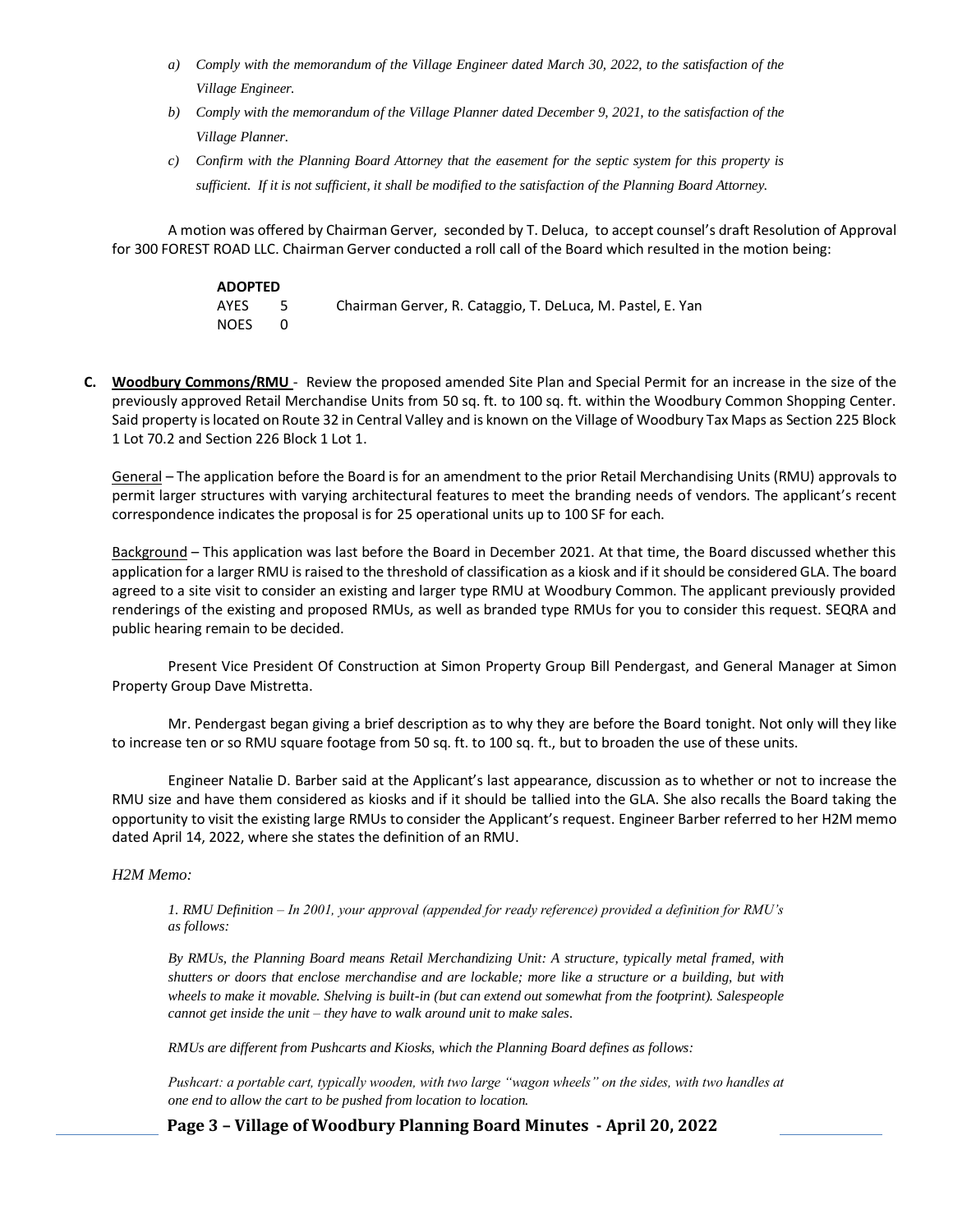*a) Comply with the memorandum of the Village Engineer dated March 30, 2022, to the satisfaction of the Village Engineer.*

*b) Comply with the memorandum of the Village Planner dated December 9, 2021, to the satisfaction of the Village Planner.*

*c) Confirm with the Planning Board Attorney that the easement for the septic system for this property is sufficient. If it is not sufficient, it shall be modified to the satisfaction of the Planning Board Attorney.*

A motion was offered by Chairman Gerver, seconded by T. Deluca, to accept counsel's draft Resolution of Approval for 300 FOREST ROAD LLC. Chairman Gerver conducted a roll call of the Board which resulted in the motion being:

**ADOPTED**
AYES 5 Chairman Gerver, R. Cataggio, T. DeLuca, M. Pastel, E. Yan
NOES 0

**C. Woodbury Commons/RMU** - Review the proposed amended Site Plan and Special Permit for an increase in the size of the previously approved Retail Merchandise Units from 50 sq. ft. to 100 sq. ft. within the Woodbury Common Shopping Center. Said property is located on Route 32 in Central Valley and is known on the Village of Woodbury Tax Maps as Section 225 Block 1 Lot 70.2 and Section 226 Block 1 Lot 1.

General – The application before the Board is for an amendment to the prior Retail Merchandising Units (RMU) approvals to permit larger structures with varying architectural features to meet the branding needs of vendors. The applicant's recent correspondence indicates the proposal is for 25 operational units up to 100 SF for each.

Background – This application was last before the Board in December 2021. At that time, the Board discussed whether this application for a larger RMU is raised to the threshold of classification as a kiosk and if it should be considered GLA. The board agreed to a site visit to consider an existing and larger type RMU at Woodbury Common. The applicant previously provided renderings of the existing and proposed RMUs, as well as branded type RMUs for you to consider this request. SEQRA and public hearing remain to be decided.

Present Vice President Of Construction at Simon Property Group Bill Pendergast, and General Manager at Simon Property Group Dave Mistretta.

Mr. Pendergast began giving a brief description as to why they are before the Board tonight. Not only will they like to increase ten or so RMU square footage from 50 sq. ft. to 100 sq. ft., but to broaden the use of these units.

Engineer Natalie D. Barber said at the Applicant's last appearance, discussion as to whether or not to increase the RMU size and have them considered as kiosks and if it should be tallied into the GLA. She also recalls the Board taking the opportunity to visit the existing large RMUs to consider the Applicant's request. Engineer Barber referred to her H2M memo dated April 14, 2022, where she states the definition of an RMU.

*H2M Memo:*

*1. RMU Definition – In 2001, your approval (appended for ready reference) provided a definition for RMU's as follows:*

*By RMUs, the Planning Board means Retail Merchandizing Unit: A structure, typically metal framed, with shutters or doors that enclose merchandise and are lockable; more like a structure or a building, but with wheels to make it movable. Shelving is built-in (but can extend out somewhat from the footprint). Salespeople cannot get inside the unit – they have to walk around unit to make sales.*

*RMUs are different from Pushcarts and Kiosks, which the Planning Board defines as follows:*

*Pushcart: a portable cart, typically wooden, with two large "wagon wheels" on the sides, with two handles at one end to allow the cart to be pushed from location to location.*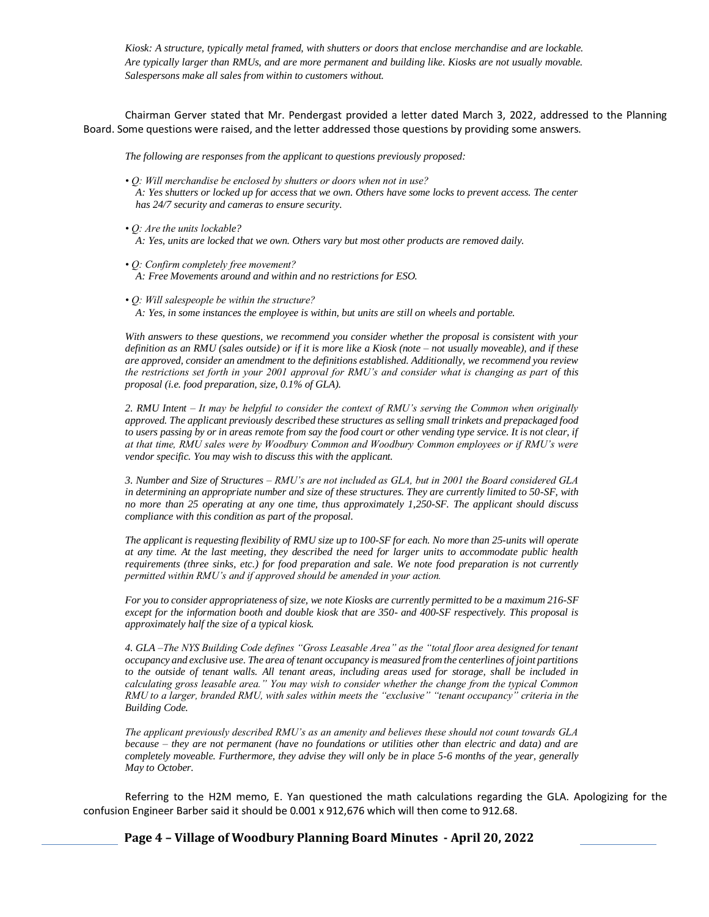*Kiosk: A structure, typically metal framed, with shutters or doors that enclose merchandise and are lockable. Are typically larger than RMUs, and are more permanent and building like. Kiosks are not usually movable. Salespersons make all sales from within to customers without.*

Chairman Gerver stated that Mr. Pendergast provided a letter dated March 3, 2022, addressed to the Planning Board. Some questions were raised, and the letter addressed those questions by providing some answers.

*The following are responses from the applicant to questions previously proposed:*

- *Q: Will merchandise be enclosed by shutters or doors when not in use?*
  *A: Yes shutters or locked up for access that we own. Others have some locks to prevent access. The center has 24/7 security and cameras to ensure security.*

- *Q: Are the units lockable?*
  *A: Yes, units are locked that we own. Others vary but most other products are removed daily.*

- *Q: Confirm completely free movement?*
  *A: Free Movements around and within and no restrictions for ESO.*

- *Q: Will salespeople be within the structure?*
  *A: Yes, in some instances the employee is within, but units are still on wheels and portable.*

*With answers to these questions, we recommend you consider whether the proposal is consistent with your definition as an RMU (sales outside) or if it is more like a Kiosk (note – not usually moveable), and if these are approved, consider an amendment to the definitions established. Additionally, we recommend you review the restrictions set forth in your 2001 approval for RMU's and consider what is changing as part of this proposal (i.e. food preparation, size, 0.1% of GLA).*

*2. RMU Intent – It may be helpful to consider the context of RMU's serving the Common when originally approved. The applicant previously described these structures as selling small trinkets and prepackaged food to users passing by or in areas remote from say the food court or other vending type service. It is not clear, if at that time, RMU sales were by Woodbury Common and Woodbury Common employees or if RMU's were vendor specific. You may wish to discuss this with the applicant.*

*3. Number and Size of Structures – RMU's are not included as GLA, but in 2001 the Board considered GLA in determining an appropriate number and size of these structures. They are currently limited to 50-SF, with no more than 25 operating at any one time, thus approximately 1,250-SF. The applicant should discuss compliance with this condition as part of the proposal.*

*The applicant is requesting flexibility of RMU size up to 100-SF for each. No more than 25-units will operate at any time. At the last meeting, they described the need for larger units to accommodate public health requirements (three sinks, etc.) for food preparation and sale. We note food preparation is not currently permitted within RMU's and if approved should be amended in your action.*

*For you to consider appropriateness of size, we note Kiosks are currently permitted to be a maximum 216-SF except for the information booth and double kiosk that are 350- and 400-SF respectively. This proposal is approximately half the size of a typical kiosk.*

*4. GLA –The NYS Building Code defines "Gross Leasable Area" as the "total floor area designed for tenant occupancy and exclusive use. The area of tenant occupancy is measured from the centerlines of joint partitions to the outside of tenant walls. All tenant areas, including areas used for storage, shall be included in calculating gross leasable area." You may wish to consider whether the change from the typical Common RMU to a larger, branded RMU, with sales within meets the "exclusive" "tenant occupancy" criteria in the Building Code.*

*The applicant previously described RMU's as an amenity and believes these should not count towards GLA because – they are not permanent (have no foundations or utilities other than electric and data) and are completely moveable. Furthermore, they advise they will only be in place 5-6 months of the year, generally May to October.*

Referring to the H2M memo, E. Yan questioned the math calculations regarding the GLA. Apologizing for the confusion Engineer Barber said it should be 0.001 x 912,676 which will then come to 912.68.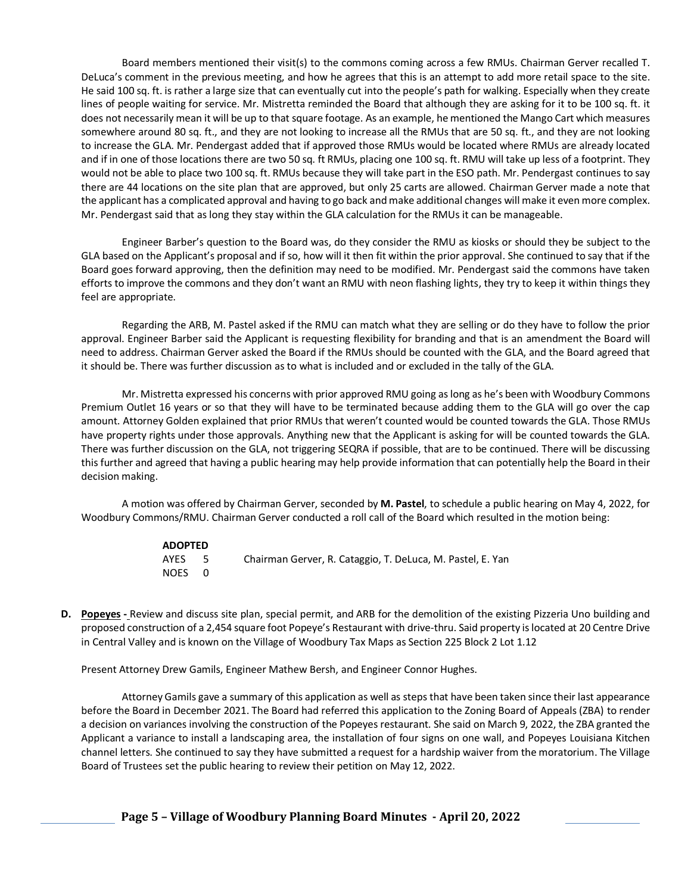Board members mentioned their visit(s) to the commons coming across a few RMUs. Chairman Gerver recalled T. DeLuca's comment in the previous meeting, and how he agrees that this is an attempt to add more retail space to the site. He said 100 sq. ft. is rather a large size that can eventually cut into the people's path for walking. Especially when they create lines of people waiting for service. Mr. Mistretta reminded the Board that although they are asking for it to be 100 sq. ft. it does not necessarily mean it will be up to that square footage. As an example, he mentioned the Mango Cart which measures somewhere around 80 sq. ft., and they are not looking to increase all the RMUs that are 50 sq. ft., and they are not looking to increase the GLA. Mr. Pendergast added that if approved those RMUs would be located where RMUs are already located and if in one of those locations there are two 50 sq. ft RMUs, placing one 100 sq. ft. RMU will take up less of a footprint. They would not be able to place two 100 sq. ft. RMUs because they will take part in the ESO path. Mr. Pendergast continues to say there are 44 locations on the site plan that are approved, but only 25 carts are allowed. Chairman Gerver made a note that the applicant has a complicated approval and having to go back and make additional changes will make it even more complex. Mr. Pendergast said that as long they stay within the GLA calculation for the RMUs it can be manageable.

Engineer Barber's question to the Board was, do they consider the RMU as kiosks or should they be subject to the GLA based on the Applicant's proposal and if so, how will it then fit within the prior approval. She continued to say that if the Board goes forward approving, then the definition may need to be modified. Mr. Pendergast said the commons have taken efforts to improve the commons and they don't want an RMU with neon flashing lights, they try to keep it within things they feel are appropriate.

Regarding the ARB, M. Pastel asked if the RMU can match what they are selling or do they have to follow the prior approval. Engineer Barber said the Applicant is requesting flexibility for branding and that is an amendment the Board will need to address. Chairman Gerver asked the Board if the RMUs should be counted with the GLA, and the Board agreed that it should be. There was further discussion as to what is included and or excluded in the tally of the GLA.

Mr. Mistretta expressed his concerns with prior approved RMU going as long as he's been with Woodbury Commons Premium Outlet 16 years or so that they will have to be terminated because adding them to the GLA will go over the cap amount. Attorney Golden explained that prior RMUs that weren't counted would be counted towards the GLA. Those RMUs have property rights under those approvals. Anything new that the Applicant is asking for will be counted towards the GLA. There was further discussion on the GLA, not triggering SEQRA if possible, that are to be continued. There will be discussing this further and agreed that having a public hearing may help provide information that can potentially help the Board in their decision making.

A motion was offered by Chairman Gerver, seconded by **M. Pastel**, to schedule a public hearing on May 4, 2022, for Woodbury Commons/RMU. Chairman Gerver conducted a roll call of the Board which resulted in the motion being:

**ADOPTED**
AYES 5 Chairman Gerver, R. Cataggio, T. DeLuca, M. Pastel, E. Yan
NOES 0

**D. Popeyes -** Review and discuss site plan, special permit, and ARB for the demolition of the existing Pizzeria Uno building and proposed construction of a 2,454 square foot Popeye's Restaurant with drive-thru. Said property is located at 20 Centre Drive in Central Valley and is known on the Village of Woodbury Tax Maps as Section 225 Block 2 Lot 1.12

Present Attorney Drew Gamils, Engineer Mathew Bersh, and Engineer Connor Hughes.

Attorney Gamils gave a summary of this application as well as steps that have been taken since their last appearance before the Board in December 2021. The Board had referred this application to the Zoning Board of Appeals (ZBA) to render a decision on variances involving the construction of the Popeyes restaurant. She said on March 9, 2022, the ZBA granted the Applicant a variance to install a landscaping area, the installation of four signs on one wall, and Popeyes Louisiana Kitchen channel letters. She continued to say they have submitted a request for a hardship waiver from the moratorium. The Village Board of Trustees set the public hearing to review their petition on May 12, 2022.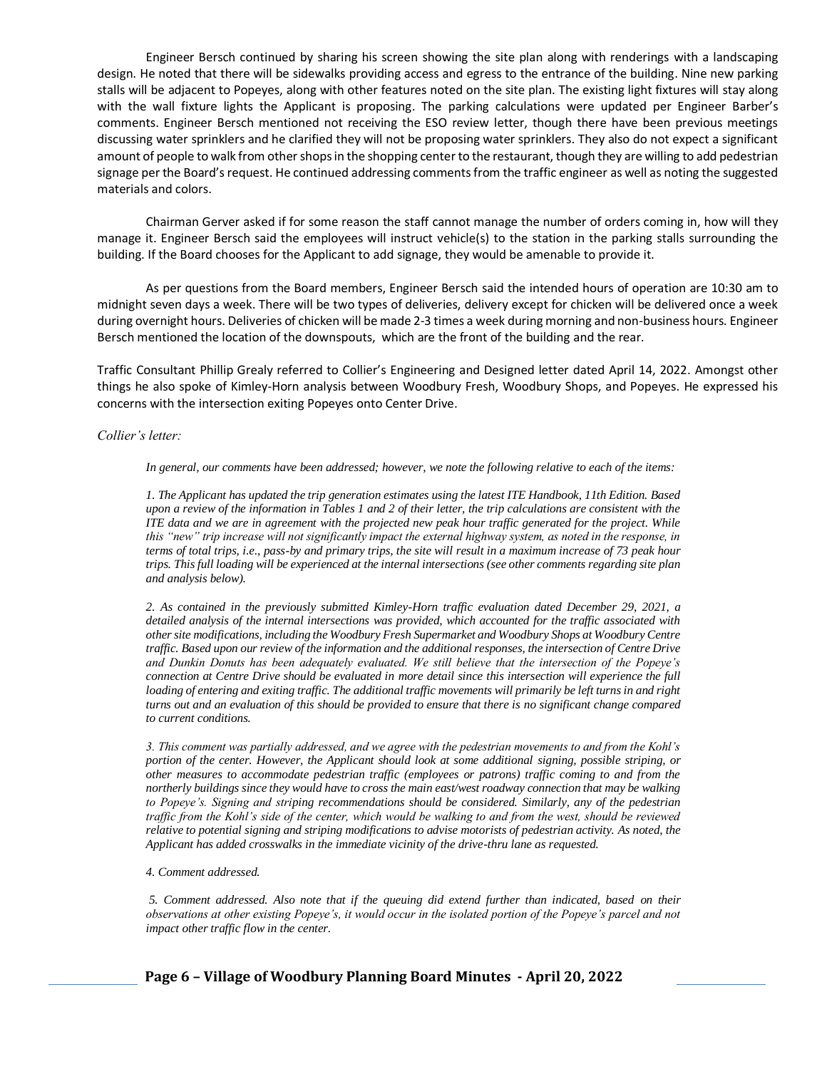Engineer Bersch continued by sharing his screen showing the site plan along with renderings with a landscaping design. He noted that there will be sidewalks providing access and egress to the entrance of the building. Nine new parking stalls will be adjacent to Popeyes, along with other features noted on the site plan. The existing light fixtures will stay along with the wall fixture lights the Applicant is proposing. The parking calculations were updated per Engineer Barber's comments. Engineer Bersch mentioned not receiving the ESO review letter, though there have been previous meetings discussing water sprinklers and he clarified they will not be proposing water sprinklers. They also do not expect a significant amount of people to walk from other shops in the shopping center to the restaurant, though they are willing to add pedestrian signage per the Board's request. He continued addressing comments from the traffic engineer as well as noting the suggested materials and colors.

Chairman Gerver asked if for some reason the staff cannot manage the number of orders coming in, how will they manage it. Engineer Bersch said the employees will instruct vehicle(s) to the station in the parking stalls surrounding the building. If the Board chooses for the Applicant to add signage, they would be amenable to provide it.

As per questions from the Board members, Engineer Bersch said the intended hours of operation are 10:30 am to midnight seven days a week. There will be two types of deliveries, delivery except for chicken will be delivered once a week during overnight hours. Deliveries of chicken will be made 2-3 times a week during morning and non-business hours. Engineer Bersch mentioned the location of the downspouts, which are the front of the building and the rear.

Traffic Consultant Phillip Grealy referred to Collier's Engineering and Designed letter dated April 14, 2022. Amongst other things he also spoke of Kimley-Horn analysis between Woodbury Fresh, Woodbury Shops, and Popeyes. He expressed his concerns with the intersection exiting Popeyes onto Center Drive.

*Collier's letter:*

*In general, our comments have been addressed; however, we note the following relative to each of the items:*

*1. The Applicant has updated the trip generation estimates using the latest ITE Handbook, 11th Edition. Based upon a review of the information in Tables 1 and 2 of their letter, the trip calculations are consistent with the ITE data and we are in agreement with the projected new peak hour traffic generated for the project. While this "new" trip increase will not significantly impact the external highway system, as noted in the response, in terms of total trips, i.e., pass-by and primary trips, the site will result in a maximum increase of 73 peak hour trips. This full loading will be experienced at the internal intersections (see other comments regarding site plan and analysis below).*

*2. As contained in the previously submitted Kimley-Horn traffic evaluation dated December 29, 2021, a detailed analysis of the internal intersections was provided, which accounted for the traffic associated with other site modifications, including the Woodbury Fresh Supermarket and Woodbury Shops at Woodbury Centre traffic. Based upon our review of the information and the additional responses, the intersection of Centre Drive and Dunkin Donuts has been adequately evaluated. We still believe that the intersection of the Popeye's connection at Centre Drive should be evaluated in more detail since this intersection will experience the full loading of entering and exiting traffic. The additional traffic movements will primarily be left turns in and right turns out and an evaluation of this should be provided to ensure that there is no significant change compared to current conditions.*

*3. This comment was partially addressed, and we agree with the pedestrian movements to and from the Kohl's portion of the center. However, the Applicant should look at some additional signing, possible striping, or other measures to accommodate pedestrian traffic (employees or patrons) traffic coming to and from the northerly buildings since they would have to cross the main east/west roadway connection that may be walking to Popeye's. Signing and striping recommendations should be considered. Similarly, any of the pedestrian traffic from the Kohl's side of the center, which would be walking to and from the west, should be reviewed relative to potential signing and striping modifications to advise motorists of pedestrian activity. As noted, the Applicant has added crosswalks in the immediate vicinity of the drive-thru lane as requested.*

*4. Comment addressed.*

*5. Comment addressed. Also note that if the queuing did extend further than indicated, based on their observations at other existing Popeye's, it would occur in the isolated portion of the Popeye's parcel and not impact other traffic flow in the center.*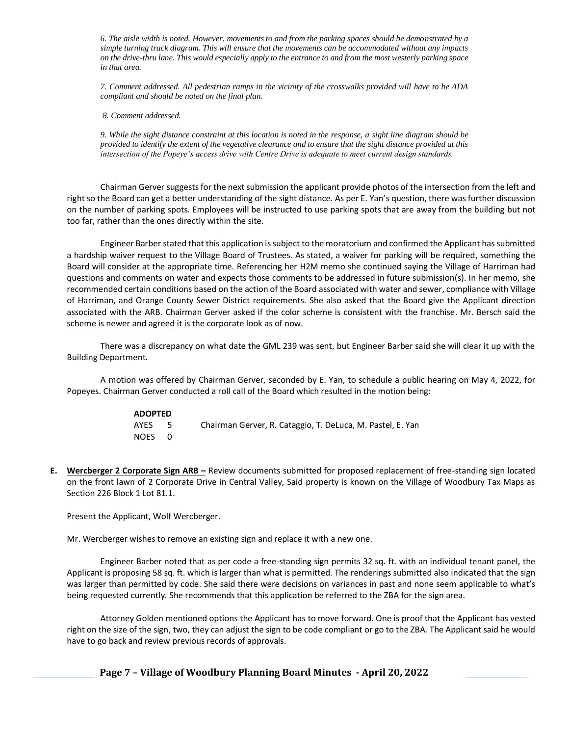*6. The aisle width is noted. However, movements to and from the parking spaces should be demonstrated by a simple turning track diagram. This will ensure that the movements can be accommodated without any impacts on the drive-thru lane. This would especially apply to the entrance to and from the most westerly parking space in that area.*

*7. Comment addressed. All pedestrian ramps in the vicinity of the crosswalks provided will have to be ADA compliant and should be noted on the final plan.*

*8. Comment addressed.*

*9. While the sight distance constraint at this location is noted in the response, a sight line diagram should be provided to identify the extent of the vegetative clearance and to ensure that the sight distance provided at this intersection of the Popeye's access drive with Centre Drive is adequate to meet current design standards.*

Chairman Gerver suggests for the next submission the applicant provide photos of the intersection from the left and right so the Board can get a better understanding of the sight distance. As per E. Yan's question, there was further discussion on the number of parking spots. Employees will be instructed to use parking spots that are away from the building but not too far, rather than the ones directly within the site.

Engineer Barber stated that this application is subject to the moratorium and confirmed the Applicant has submitted a hardship waiver request to the Village Board of Trustees. As stated, a waiver for parking will be required, something the Board will consider at the appropriate time. Referencing her H2M memo she continued saying the Village of Harriman had questions and comments on water and expects those comments to be addressed in future submission(s). In her memo, she recommended certain conditions based on the action of the Board associated with water and sewer, compliance with Village of Harriman, and Orange County Sewer District requirements. She also asked that the Board give the Applicant direction associated with the ARB. Chairman Gerver asked if the color scheme is consistent with the franchise. Mr. Bersch said the scheme is newer and agreed it is the corporate look as of now.

There was a discrepancy on what date the GML 239 was sent, but Engineer Barber said she will clear it up with the Building Department.

A motion was offered by Chairman Gerver, seconded by E. Yan, to schedule a public hearing on May 4, 2022, for Popeyes. Chairman Gerver conducted a roll call of the Board which resulted in the motion being:

**ADOPTED**
AYES 5 Chairman Gerver, R. Cataggio, T. DeLuca, M. Pastel, E. Yan
NOES 0

**E. <u>Wercberger 2 Corporate Sign ARB –</u>** Review documents submitted for proposed replacement of free-standing sign located on the front lawn of 2 Corporate Drive in Central Valley, Said property is known on the Village of Woodbury Tax Maps as Section 226 Block 1 Lot 81.1.

Present the Applicant, Wolf Wercberger.

Mr. Wercberger wishes to remove an existing sign and replace it with a new one.

Engineer Barber noted that as per code a free-standing sign permits 32 sq. ft. with an individual tenant panel, the Applicant is proposing 58 sq. ft. which is larger than what is permitted. The renderings submitted also indicated that the sign was larger than permitted by code. She said there were decisions on variances in past and none seem applicable to what's being requested currently. She recommends that this application be referred to the ZBA for the sign area.

Attorney Golden mentioned options the Applicant has to move forward. One is proof that the Applicant has vested right on the size of the sign, two, they can adjust the sign to be code compliant or go to the ZBA. The Applicant said he would have to go back and review previous records of approvals.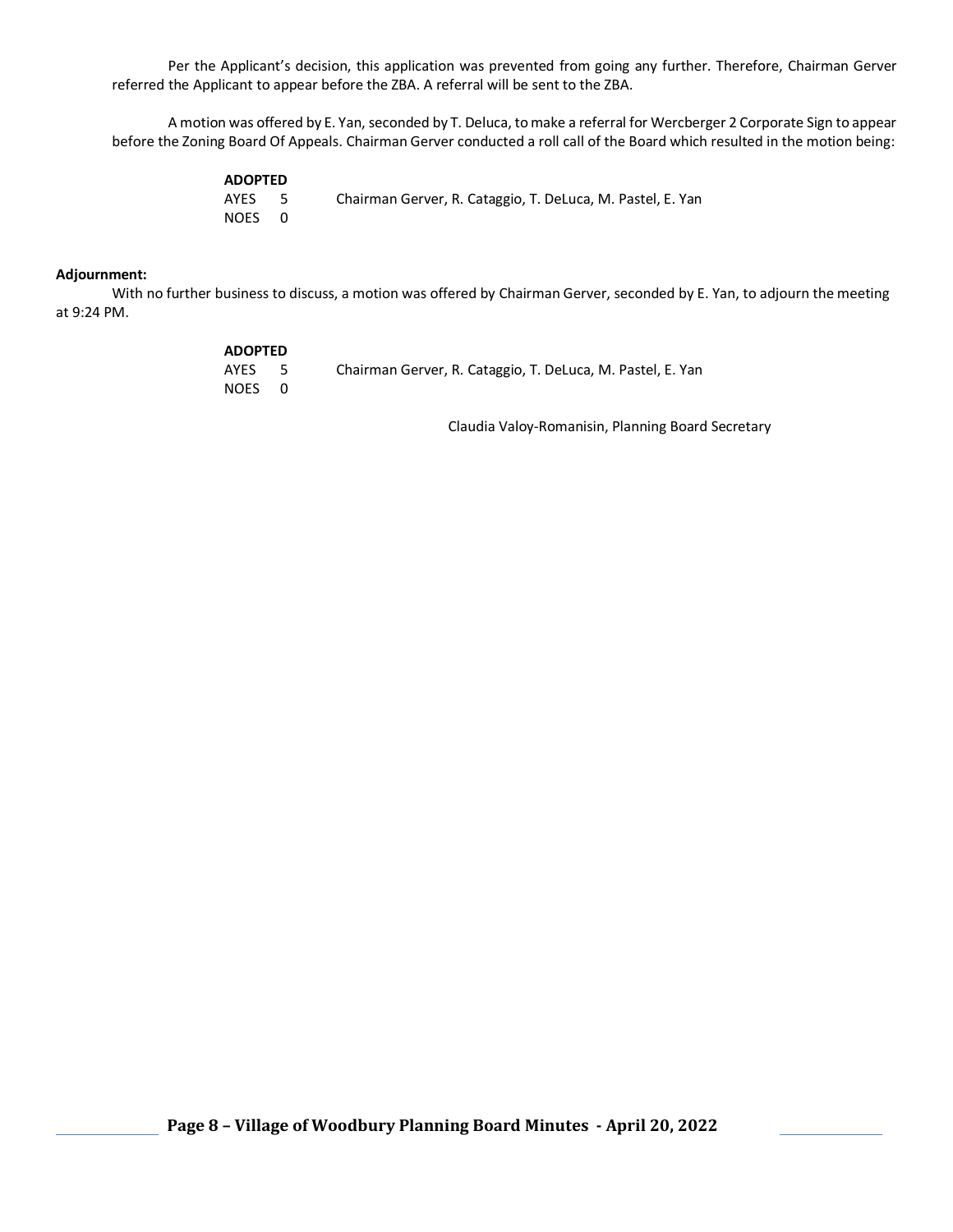Per the Applicant's decision, this application was prevented from going any further. Therefore, Chairman Gerver referred the Applicant to appear before the ZBA. A referral will be sent to the ZBA.

A motion was offered by E. Yan, seconded by T. Deluca, to make a referral for Wercberger 2 Corporate Sign to appear before the Zoning Board Of Appeals. Chairman Gerver conducted a roll call of the Board which resulted in the motion being:

**ADOPTED**
AYES 5 Chairman Gerver, R. Cataggio, T. DeLuca, M. Pastel, E. Yan
NOES 0

**Adjournment:**

With no further business to discuss, a motion was offered by Chairman Gerver, seconded by E. Yan, to adjourn the meeting at 9:24 PM.

**ADOPTED**
AYES 5 Chairman Gerver, R. Cataggio, T. DeLuca, M. Pastel, E. Yan
NOES 0

Claudia Valoy-Romanisin, Planning Board Secretary